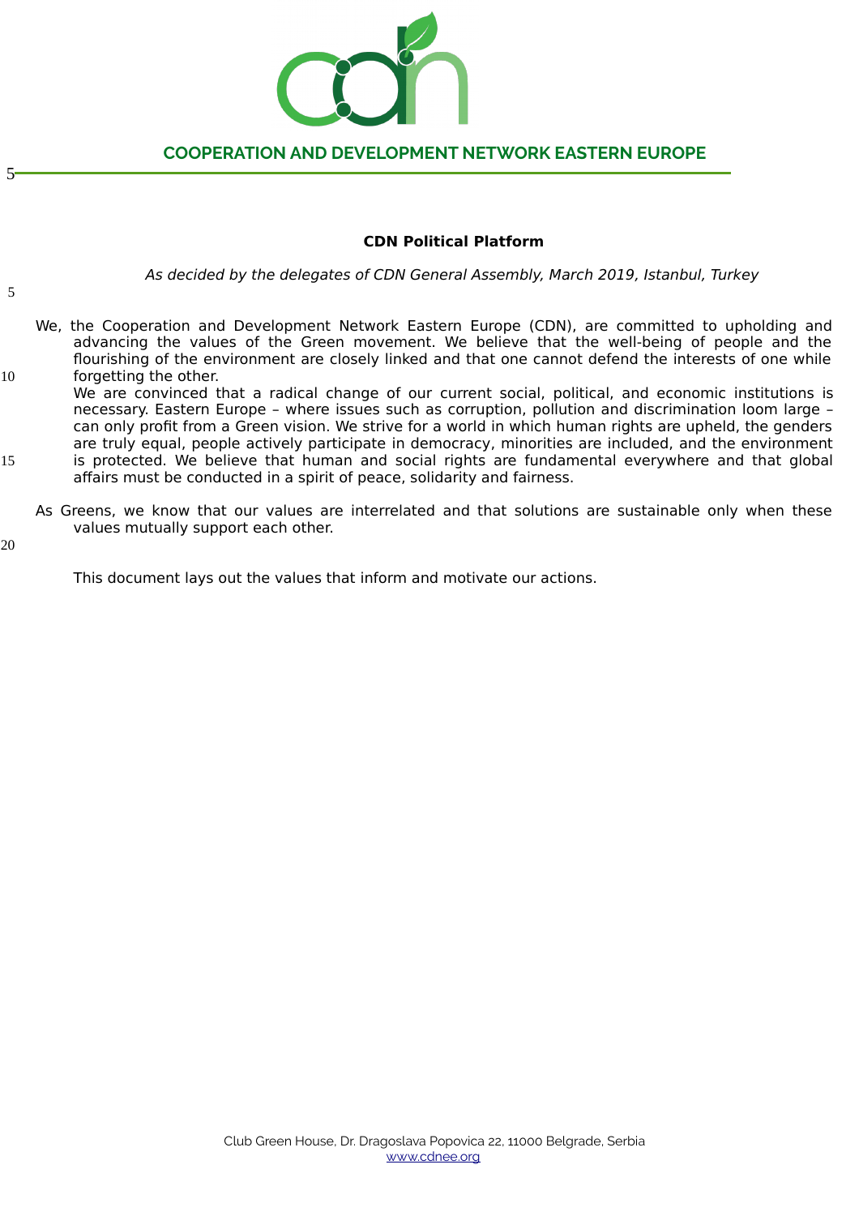COOPERATION AND DEVELOPMENT NETWORK EASTERN EUROPE

# CDN Political Platform

*As decided by the delegates of CDN General Assembly, March 2019, Istanbul, Turkey*

We, the Cooperation and Development Network Eastern Europe (CDN), are committed to upholding and advancing the values of the Green movement. We believe that the well-being of people and the flourishing of the environment are closely linked and that one cannot defend the interests of one while forgetting the other.

We are convinced that a radical change of our current social, political, and economic institutions is necessary. Eastern Europe – where issues such as corruption, pollution and discrimination loom large – can only profit from a Green vision. We strive for a world in which human rights are upheld, the genders are truly equal, people actively participate in democracy, minorities are included, and the environment is protected. We believe that human and social rights are fundamental everywhere and that global affairs must be conducted in a spirit of peace, solidarity and fairness.

As Greens, we know that our values are interrelated and that solutions are sustainable only when these values mutually support each other.

This document lays out the values that inform and motivate our actions.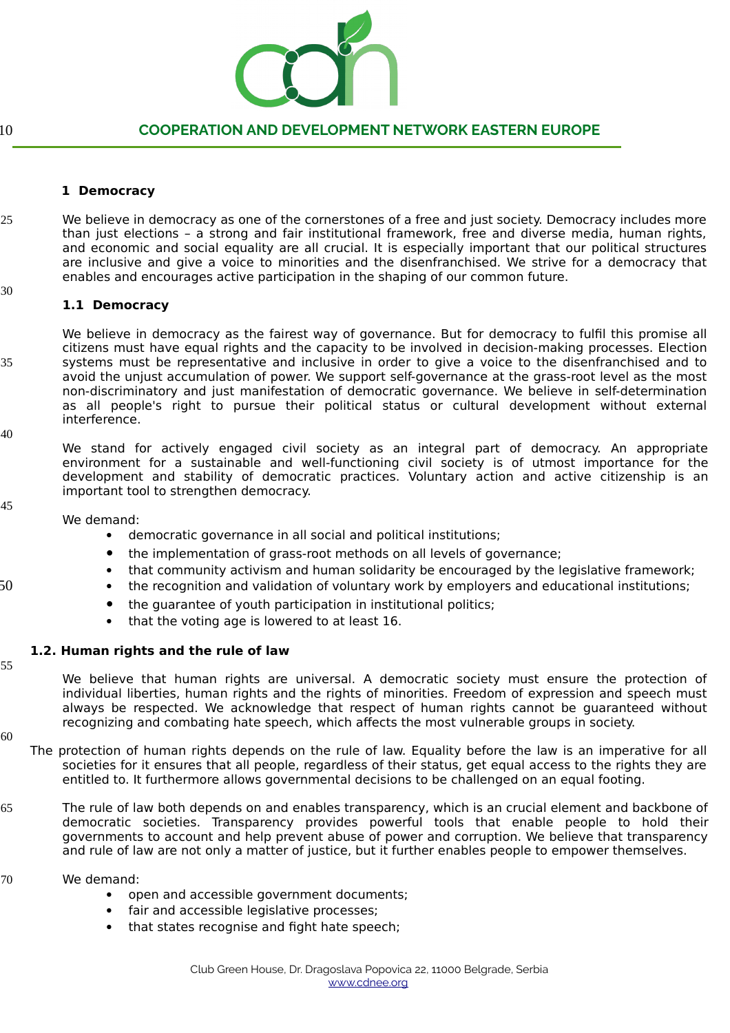## 1 Democracy

We believe in democracy as one of the cornerstones of a free and just society. Democracy includes more than just elections – a strong and fair institutional framework, free and diverse media, human rights, and economic and social equality are all crucial. It is especially important that our political structures are inclusive and give a voice to minorities and the disenfranchised. We strive for a democracy that enables and encourages active participation in the shaping of our common future.

### 1.1 Democracy

We believe in democracy as the fairest way of governance. But for democracy to fulfil this promise all citizens must have equal rights and the capacity to be involved in decision-making processes. Election systems must be representative and inclusive in order to give a voice to the disenfranchised and to avoid the unjust accumulation of power. We support self-governance at the grass-root level as the most non-discriminatory and just manifestation of democratic governance. We believe in self-determination as all people's right to pursue their political status or cultural development without external interference.

We stand for actively engaged civil society as an integral part of democracy. An appropriate environment for a sustainable and well-functioning civil society is of utmost importance for the development and stability of democratic practices. Voluntary action and active citizenship is an important tool to strengthen democracy.

We demand:

- democratic governance in all social and political institutions;
- the implementation of grass-root methods on all levels of governance;
- that community activism and human solidarity be encouraged by the legislative framework;
- the recognition and validation of voluntary work by employers and educational institutions;
- the guarantee of youth participation in institutional politics;
- that the voting age is lowered to at least 16.

### 1.2. Human rights and the rule of law

We believe that human rights are universal. A democratic society must ensure the protection of individual liberties, human rights and the rights of minorities. Freedom of expression and speech must always be respected. We acknowledge that respect of human rights cannot be guaranteed without recognizing and combating hate speech, which affects the most vulnerable groups in society.

The protection of human rights depends on the rule of law. Equality before the law is an imperative for all societies for it ensures that all people, regardless of their status, get equal access to the rights they are entitled to. It furthermore allows governmental decisions to be challenged on an equal footing.

The rule of law both depends on and enables transparency, which is an crucial element and backbone of democratic societies. Transparency provides powerful tools that enable people to hold their governments to account and help prevent abuse of power and corruption. We believe that transparency and rule of law are not only a matter of justice, but it further enables people to empower themselves.

We demand:

- open and accessible government documents;
- fair and accessible legislative processes;
- that states recognise and fight hate speech;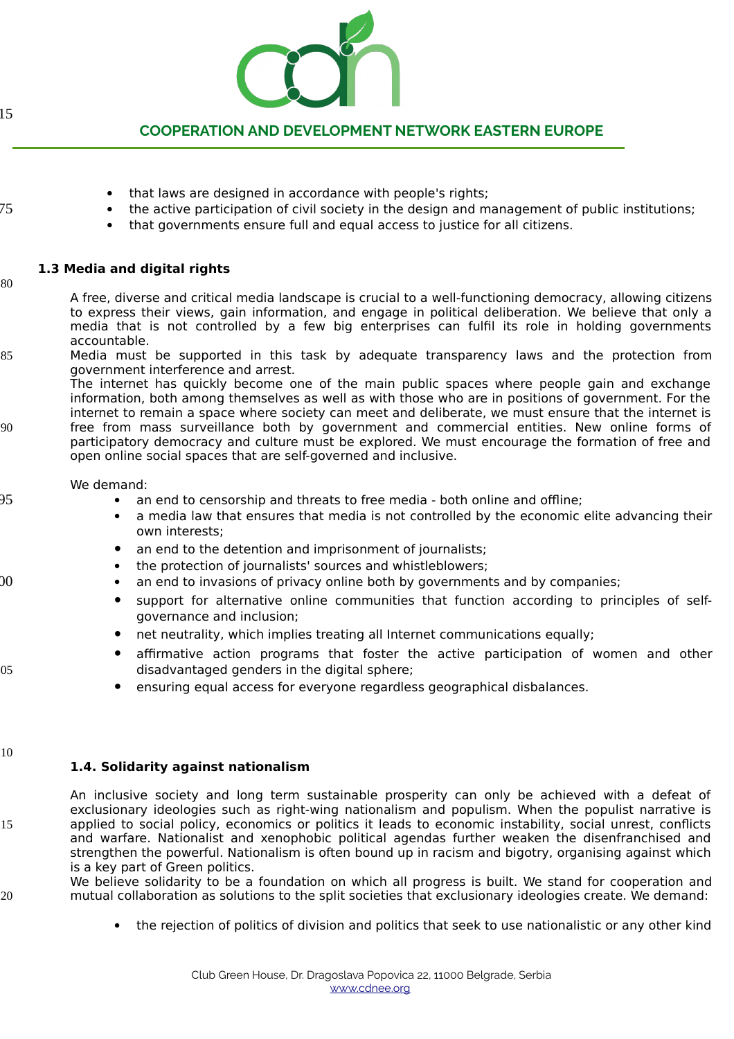- that laws are designed in accordance with people's rights;
- the active participation of civil society in the design and management of public institutions;
- that governments ensure full and equal access to justice for all citizens.

### 1.3 Media and digital rights

A free, diverse and critical media landscape is crucial to a well-functioning democracy, allowing citizens to express their views, gain information, and engage in political deliberation. We believe that only a media that is not controlled by a few big enterprises can fulfil its role in holding governments accountable.
Media must be supported in this task by adequate transparency laws and the protection from government interference and arrest.
The internet has quickly become one of the main public spaces where people gain and exchange information, both among themselves as well as with those who are in positions of government. For the internet to remain a space where society can meet and deliberate, we must ensure that the internet is free from mass surveillance both by government and commercial entities. New online forms of participatory democracy and culture must be explored. We must encourage the formation of free and open online social spaces that are self-governed and inclusive.

We demand:

- an end to censorship and threats to free media - both online and offline;
- a media law that ensures that media is not controlled by the economic elite advancing their own interests;
- an end to the detention and imprisonment of journalists;
- the protection of journalists' sources and whistleblowers;
- an end to invasions of privacy online both by governments and by companies;
- support for alternative online communities that function according to principles of self-governance and inclusion;
- net neutrality, which implies treating all Internet communications equally;
- affirmative action programs that foster the active participation of women and other disadvantaged genders in the digital sphere;
- ensuring equal access for everyone regardless geographical disbalances.

### 1.4. Solidarity against nationalism

An inclusive society and long term sustainable prosperity can only be achieved with a defeat of exclusionary ideologies such as right-wing nationalism and populism. When the populist narrative is applied to social policy, economics or politics it leads to economic instability, social unrest, conflicts and warfare. Nationalist and xenophobic political agendas further weaken the disenfranchised and strengthen the powerful. Nationalism is often bound up in racism and bigotry, organising against which is a key part of Green politics.
We believe solidarity to be a foundation on which all progress is built. We stand for cooperation and mutual collaboration as solutions to the split societies that exclusionary ideologies create. We demand:

- the rejection of politics of division and politics that seek to use nationalistic or any other kind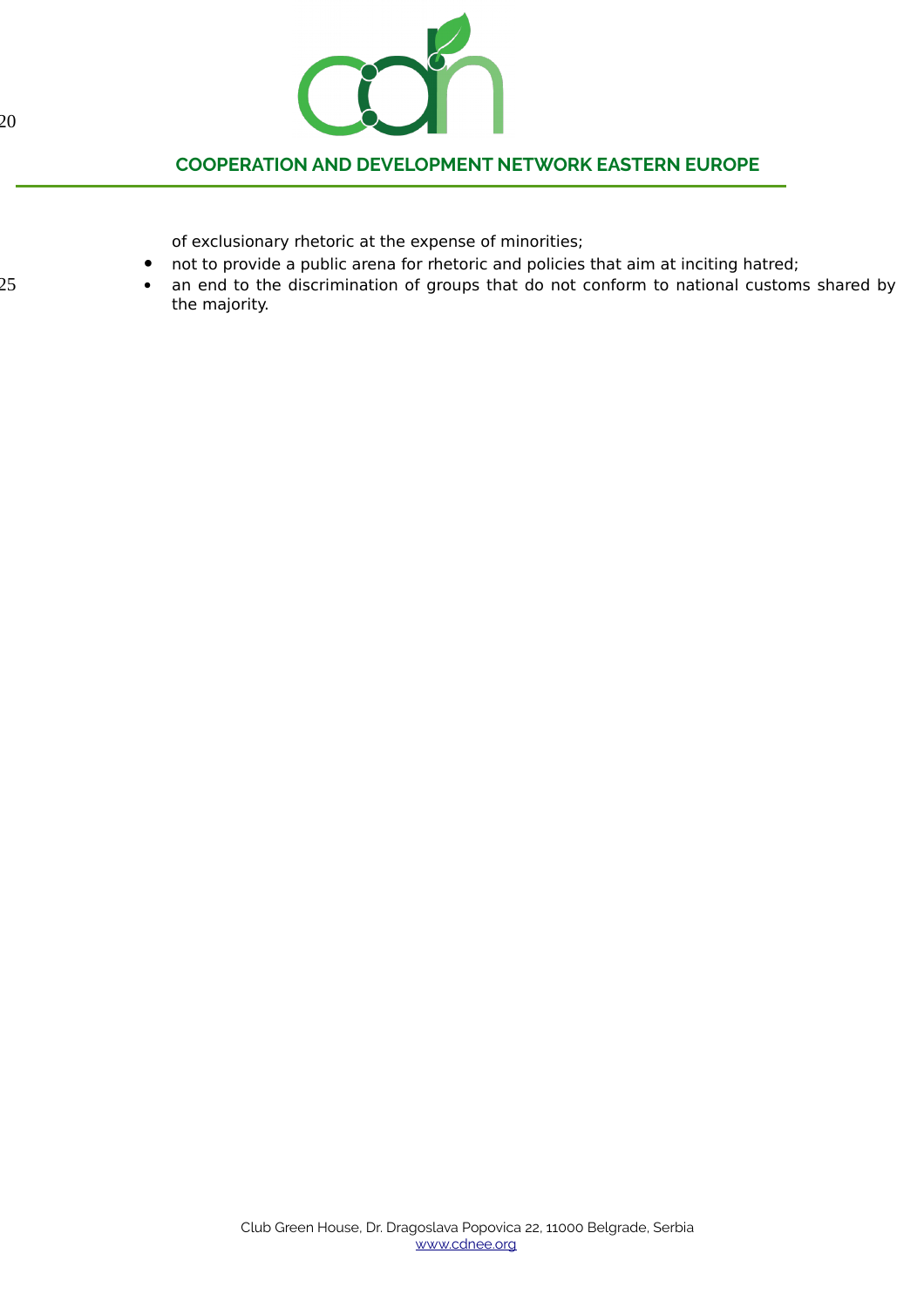of exclusionary rhetoric at the expense of minorities;

- not to provide a public arena for rhetoric and policies that aim at inciting hatred;
- an end to the discrimination of groups that do not conform to national customs shared by the majority.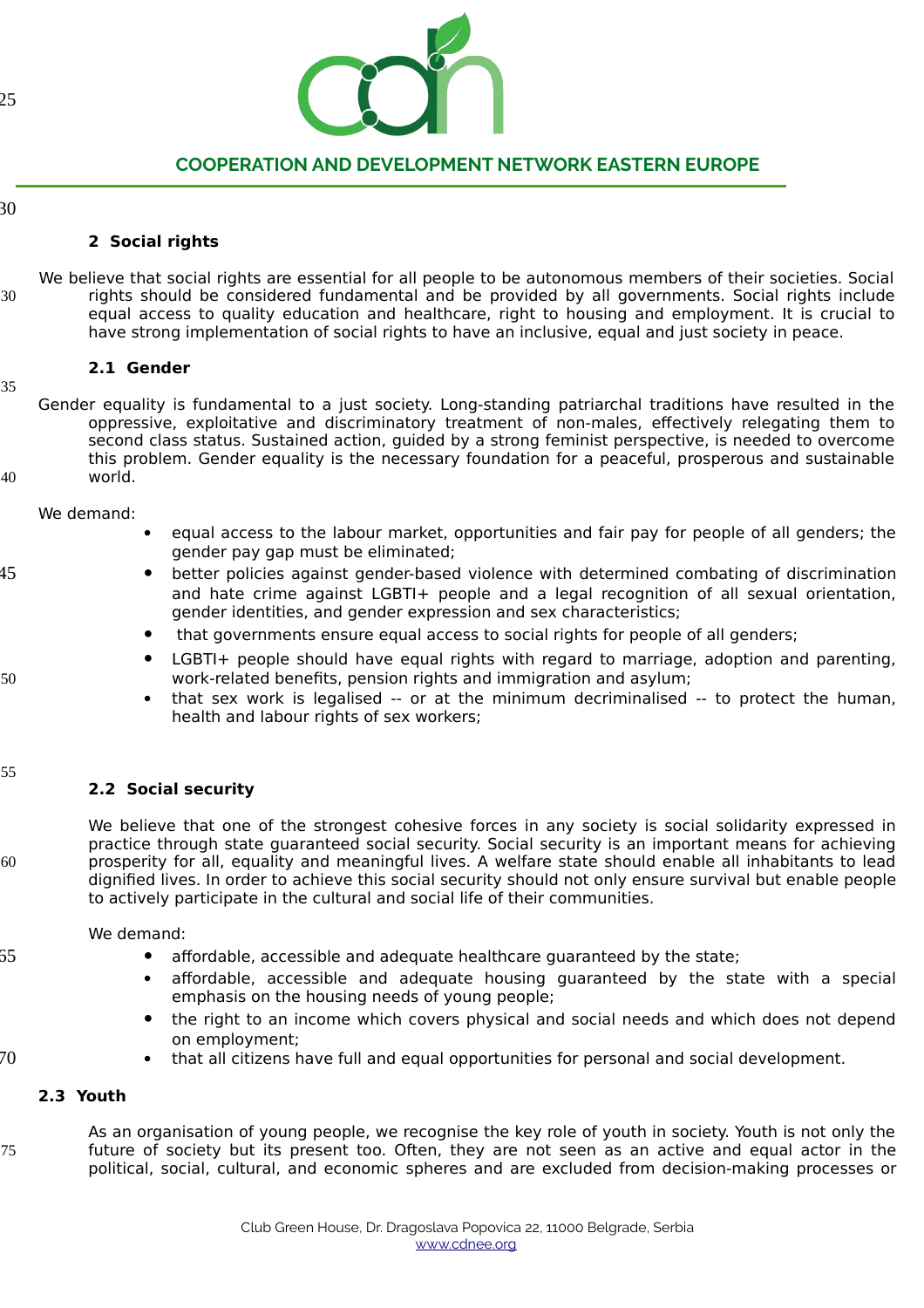## 2 Social rights

We believe that social rights are essential for all people to be autonomous members of their societies. Social rights should be considered fundamental and be provided by all governments. Social rights include equal access to quality education and healthcare, right to housing and employment. It is crucial to have strong implementation of social rights to have an inclusive, equal and just society in peace.

### 2.1 Gender

Gender equality is fundamental to a just society. Long-standing patriarchal traditions have resulted in the oppressive, exploitative and discriminatory treatment of non-males, effectively relegating them to second class status. Sustained action, guided by a strong feminist perspective, is needed to overcome this problem. Gender equality is the necessary foundation for a peaceful, prosperous and sustainable world.

We demand:

- equal access to the labour market, opportunities and fair pay for people of all genders; the gender pay gap must be eliminated;
- better policies against gender-based violence with determined combating of discrimination and hate crime against LGBTI+ people and a legal recognition of all sexual orientation, gender identities, and gender expression and sex characteristics;
- that governments ensure equal access to social rights for people of all genders;
- LGBTI+ people should have equal rights with regard to marriage, adoption and parenting, work-related benefits, pension rights and immigration and asylum;
- that sex work is legalised -- or at the minimum decriminalised -- to protect the human, health and labour rights of sex workers;

### 2.2 Social security

We believe that one of the strongest cohesive forces in any society is social solidarity expressed in practice through state guaranteed social security. Social security is an important means for achieving prosperity for all, equality and meaningful lives. A welfare state should enable all inhabitants to lead dignified lives. In order to achieve this social security should not only ensure survival but enable people to actively participate in the cultural and social life of their communities.

We demand:

- affordable, accessible and adequate healthcare guaranteed by the state;
- affordable, accessible and adequate housing guaranteed by the state with a special emphasis on the housing needs of young people;
- the right to an income which covers physical and social needs and which does not depend on employment;
- that all citizens have full and equal opportunities for personal and social development.

### 2.3 Youth

As an organisation of young people, we recognise the key role of youth in society. Youth is not only the future of society but its present too. Often, they are not seen as an active and equal actor in the political, social, cultural, and economic spheres and are excluded from decision-making processes or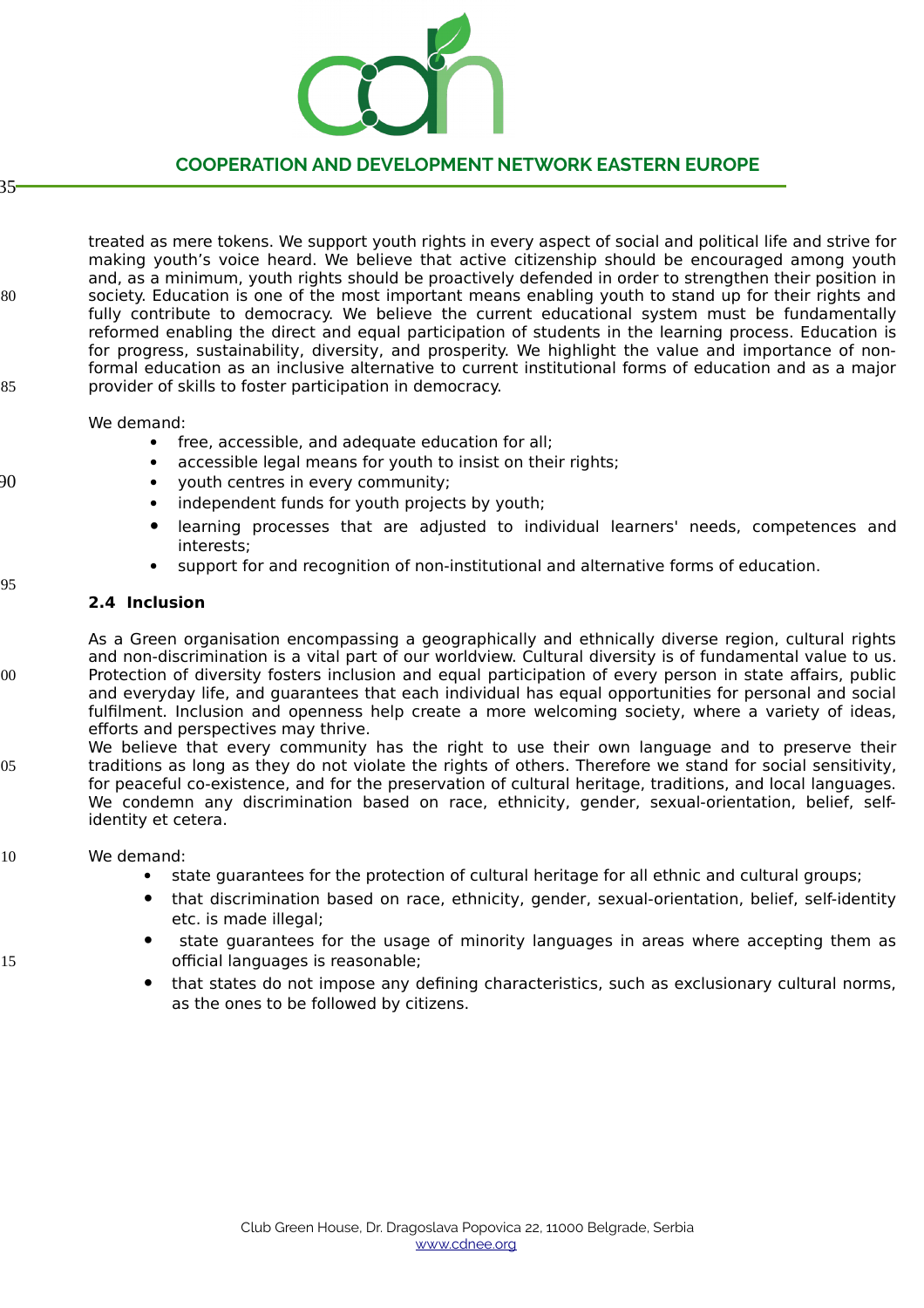treated as mere tokens. We support youth rights in every aspect of social and political life and strive for making youth's voice heard. We believe that active citizenship should be encouraged among youth and, as a minimum, youth rights should be proactively defended in order to strengthen their position in society. Education is one of the most important means enabling youth to stand up for their rights and fully contribute to democracy. We believe the current educational system must be fundamentally reformed enabling the direct and equal participation of students in the learning process. Education is for progress, sustainability, diversity, and prosperity. We highlight the value and importance of non-formal education as an inclusive alternative to current institutional forms of education and as a major provider of skills to foster participation in democracy.

We demand:

- free, accessible, and adequate education for all;
- accessible legal means for youth to insist on their rights;
- youth centres in every community;
- independent funds for youth projects by youth;
- learning processes that are adjusted to individual learners' needs, competences and interests;
- support for and recognition of non-institutional and alternative forms of education.

### 2.4 Inclusion

As a Green organisation encompassing a geographically and ethnically diverse region, cultural rights and non-discrimination is a vital part of our worldview. Cultural diversity is of fundamental value to us. Protection of diversity fosters inclusion and equal participation of every person in state affairs, public and everyday life, and guarantees that each individual has equal opportunities for personal and social fulfilment. Inclusion and openness help create a more welcoming society, where a variety of ideas, efforts and perspectives may thrive.
We believe that every community has the right to use their own language and to preserve their traditions as long as they do not violate the rights of others. Therefore we stand for social sensitivity, for peaceful co-existence, and for the preservation of cultural heritage, traditions, and local languages. We condemn any discrimination based on race, ethnicity, gender, sexual-orientation, belief, self-identity et cetera.

We demand:

- state guarantees for the protection of cultural heritage for all ethnic and cultural groups;
- that discrimination based on race, ethnicity, gender, sexual-orientation, belief, self-identity etc. is made illegal;
- state guarantees for the usage of minority languages in areas where accepting them as official languages is reasonable;
- that states do not impose any defining characteristics, such as exclusionary cultural norms, as the ones to be followed by citizens.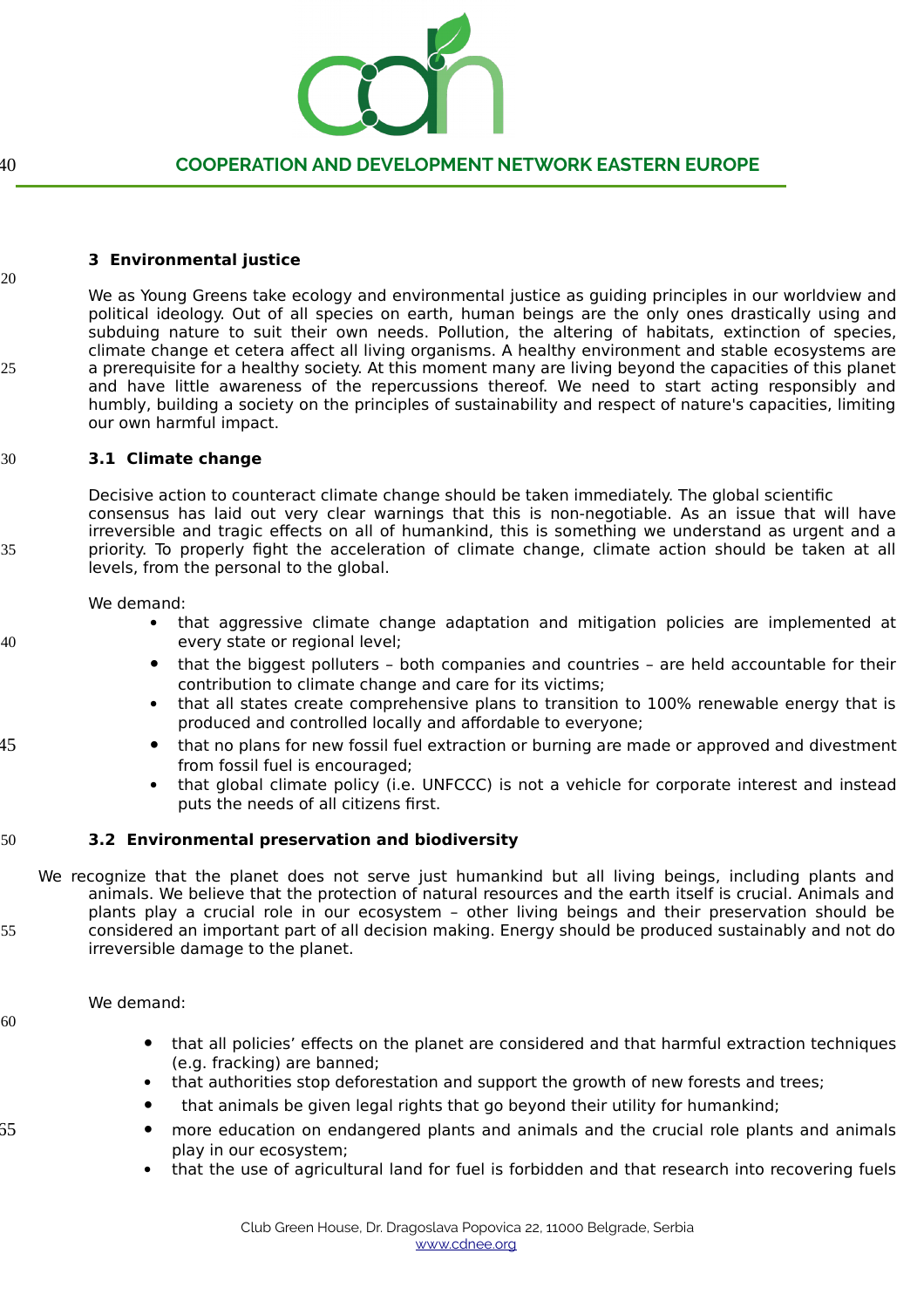## 3 Environmental justice

We as Young Greens take ecology and environmental justice as guiding principles in our worldview and political ideology. Out of all species on earth, human beings are the only ones drastically using and subduing nature to suit their own needs. Pollution, the altering of habitats, extinction of species, climate change et cetera affect all living organisms. A healthy environment and stable ecosystems are a prerequisite for a healthy society. At this moment many are living beyond the capacities of this planet and have little awareness of the repercussions thereof. We need to start acting responsibly and humbly, building a society on the principles of sustainability and respect of nature's capacities, limiting our own harmful impact.

### 3.1 Climate change

Decisive action to counteract climate change should be taken immediately. The global scientific consensus has laid out very clear warnings that this is non-negotiable. As an issue that will have irreversible and tragic effects on all of humankind, this is something we understand as urgent and a priority. To properly fight the acceleration of climate change, climate action should be taken at all levels, from the personal to the global.

We demand:

- that aggressive climate change adaptation and mitigation policies are implemented at every state or regional level;
- that the biggest polluters – both companies and countries – are held accountable for their contribution to climate change and care for its victims;
- that all states create comprehensive plans to transition to 100% renewable energy that is produced and controlled locally and affordable to everyone;
- that no plans for new fossil fuel extraction or burning are made or approved and divestment from fossil fuel is encouraged;
- that global climate policy (i.e. UNFCCC) is not a vehicle for corporate interest and instead puts the needs of all citizens first.

### 3.2 Environmental preservation and biodiversity

We recognize that the planet does not serve just humankind but all living beings, including plants and animals. We believe that the protection of natural resources and the earth itself is crucial. Animals and plants play a crucial role in our ecosystem – other living beings and their preservation should be considered an important part of all decision making. Energy should be produced sustainably and not do irreversible damage to the planet.

We demand:

- that all policies' effects on the planet are considered and that harmful extraction techniques (e.g. fracking) are banned;
- that authorities stop deforestation and support the growth of new forests and trees;
- that animals be given legal rights that go beyond their utility for humankind;
- more education on endangered plants and animals and the crucial role plants and animals play in our ecosystem;
- that the use of agricultural land for fuel is forbidden and that research into recovering fuels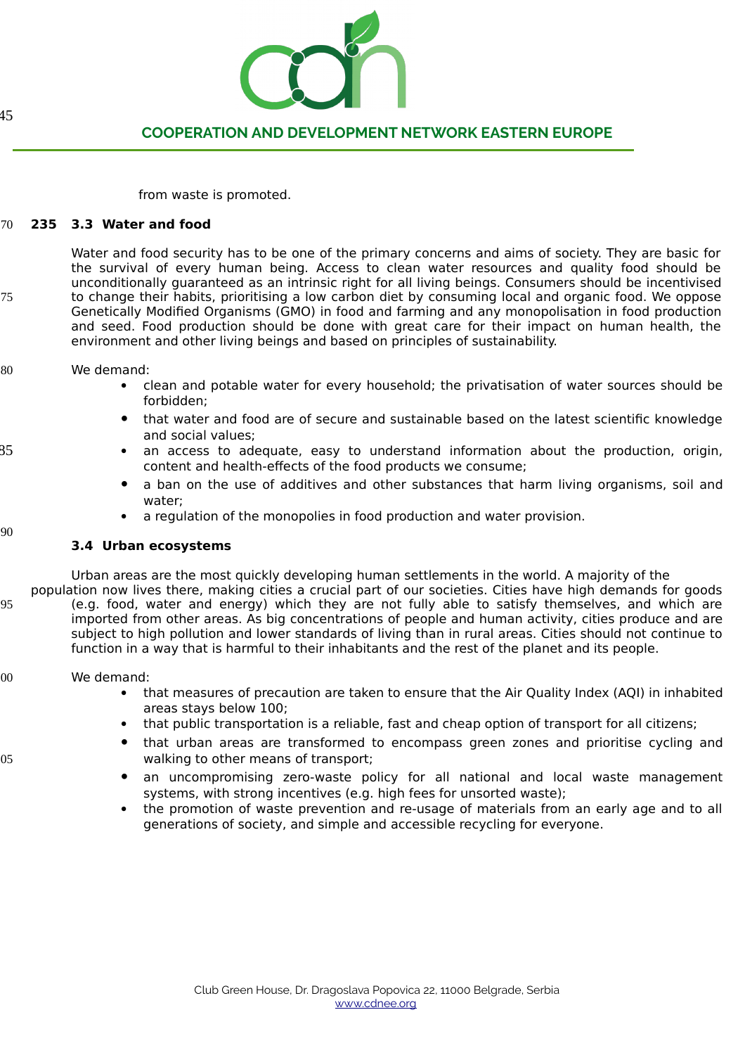from waste is promoted.

### 3.3 Water and food

Water and food security has to be one of the primary concerns and aims of society. They are basic for the survival of every human being. Access to clean water resources and quality food should be unconditionally guaranteed as an intrinsic right for all living beings. Consumers should be incentivised to change their habits, prioritising a low carbon diet by consuming local and organic food. We oppose Genetically Modified Organisms (GMO) in food and farming and any monopolisation in food production and seed. Food production should be done with great care for their impact on human health, the environment and other living beings and based on principles of sustainability.

We demand:

- clean and potable water for every household; the privatisation of water sources should be forbidden;
- that water and food are of secure and sustainable based on the latest scientific knowledge and social values;
- an access to adequate, easy to understand information about the production, origin, content and health-effects of the food products we consume;
- a ban on the use of additives and other substances that harm living organisms, soil and water;
- a regulation of the monopolies in food production and water provision.

### 3.4 Urban ecosystems

Urban areas are the most quickly developing human settlements in the world. A majority of the population now lives there, making cities a crucial part of our societies. Cities have high demands for goods (e.g. food, water and energy) which they are not fully able to satisfy themselves, and which are imported from other areas. As big concentrations of people and human activity, cities produce and are subject to high pollution and lower standards of living than in rural areas. Cities should not continue to function in a way that is harmful to their inhabitants and the rest of the planet and its people.

We demand:

- that measures of precaution are taken to ensure that the Air Quality Index (AQI) in inhabited areas stays below 100;
- that public transportation is a reliable, fast and cheap option of transport for all citizens;
- that urban areas are transformed to encompass green zones and prioritise cycling and walking to other means of transport;
- an uncompromising zero-waste policy for all national and local waste management systems, with strong incentives (e.g. high fees for unsorted waste);
- the promotion of waste prevention and re-usage of materials from an early age and to all generations of society, and simple and accessible recycling for everyone.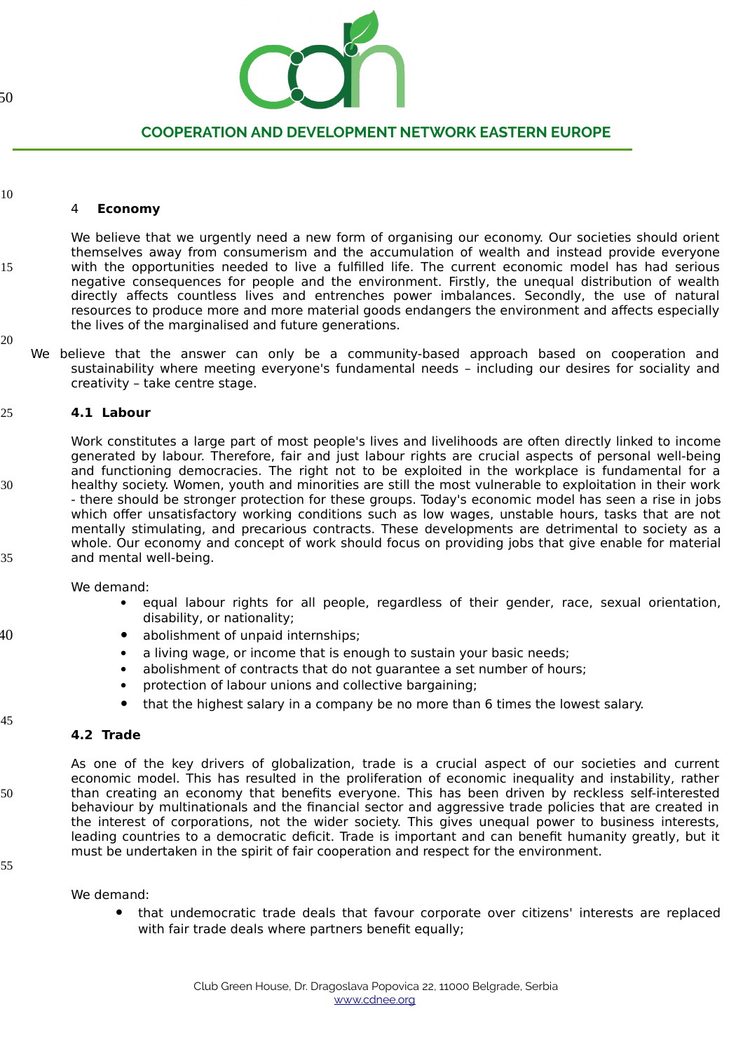## 4 Economy

We believe that we urgently need a new form of organising our economy. Our societies should orient themselves away from consumerism and the accumulation of wealth and instead provide everyone with the opportunities needed to live a fulfilled life. The current economic model has had serious negative consequences for people and the environment. Firstly, the unequal distribution of wealth directly affects countless lives and entrenches power imbalances. Secondly, the use of natural resources to produce more and more material goods endangers the environment and affects especially the lives of the marginalised and future generations.

We believe that the answer can only be a community-based approach based on cooperation and sustainability where meeting everyone's fundamental needs – including our desires for sociality and creativity – take centre stage.

### 4.1 Labour

Work constitutes a large part of most people's lives and livelihoods are often directly linked to income generated by labour. Therefore, fair and just labour rights are crucial aspects of personal well-being and functioning democracies. The right not to be exploited in the workplace is fundamental for a healthy society. Women, youth and minorities are still the most vulnerable to exploitation in their work - there should be stronger protection for these groups. Today's economic model has seen a rise in jobs which offer unsatisfactory working conditions such as low wages, unstable hours, tasks that are not mentally stimulating, and precarious contracts. These developments are detrimental to society as a whole. Our economy and concept of work should focus on providing jobs that give enable for material and mental well-being.

We demand:

- equal labour rights for all people, regardless of their gender, race, sexual orientation, disability, or nationality;
- abolishment of unpaid internships;
- a living wage, or income that is enough to sustain your basic needs;
- abolishment of contracts that do not guarantee a set number of hours;
- protection of labour unions and collective bargaining;
- that the highest salary in a company be no more than 6 times the lowest salary.

### 4.2 Trade

As one of the key drivers of globalization, trade is a crucial aspect of our societies and current economic model. This has resulted in the proliferation of economic inequality and instability, rather than creating an economy that benefits everyone. This has been driven by reckless self-interested behaviour by multinationals and the financial sector and aggressive trade policies that are created in the interest of corporations, not the wider society. This gives unequal power to business interests, leading countries to a democratic deficit. Trade is important and can benefit humanity greatly, but it must be undertaken in the spirit of fair cooperation and respect for the environment.

We demand:

- that undemocratic trade deals that favour corporate over citizens' interests are replaced with fair trade deals where partners benefit equally;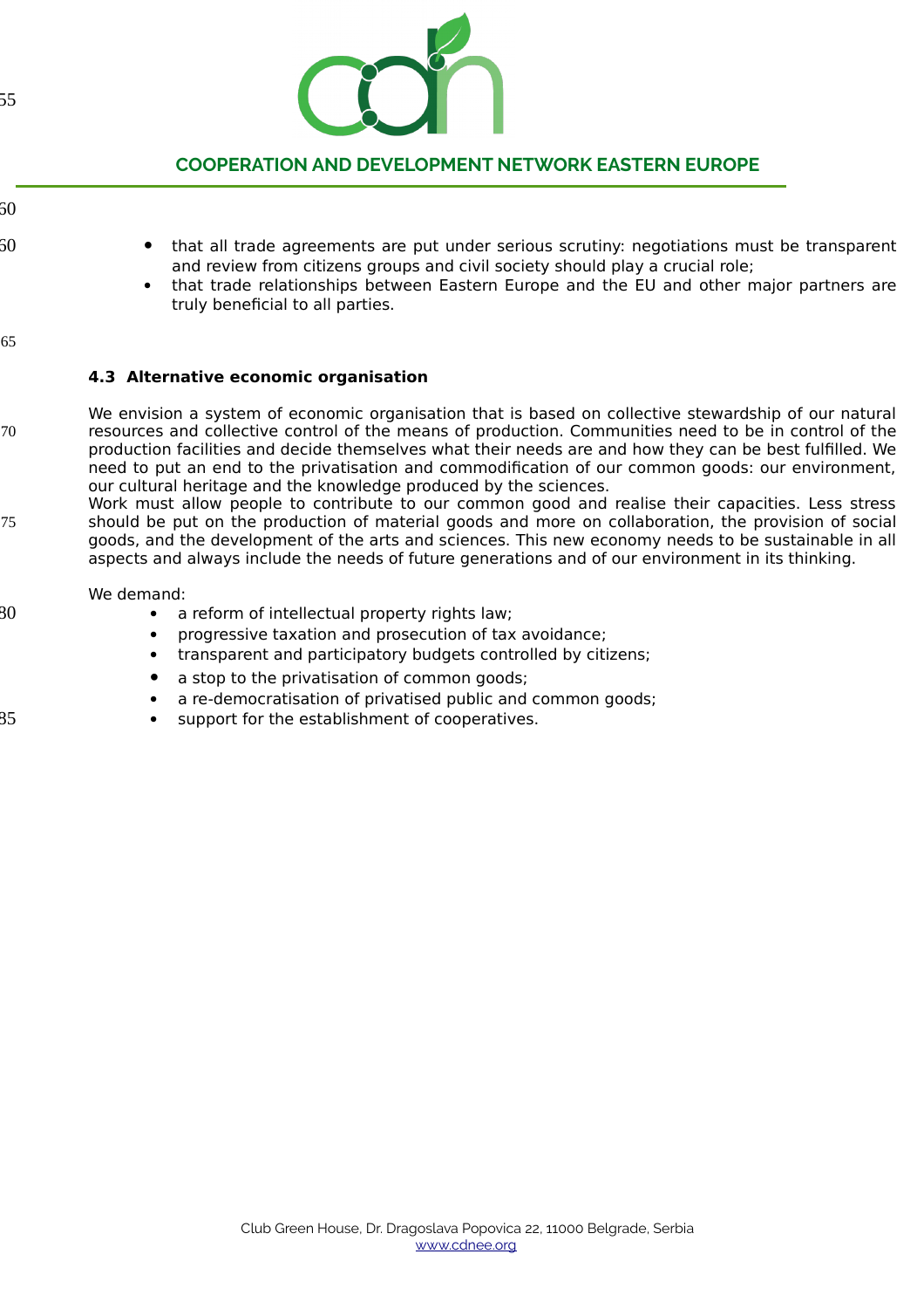- that all trade agreements are put under serious scrutiny: negotiations must be transparent and review from citizens groups and civil society should play a crucial role;
- that trade relationships between Eastern Europe and the EU and other major partners are truly beneficial to all parties.

### 4.3 Alternative economic organisation

We envision a system of economic organisation that is based on collective stewardship of our natural resources and collective control of the means of production. Communities need to be in control of the production facilities and decide themselves what their needs are and how they can be best fulfilled. We need to put an end to the privatisation and commodification of our common goods: our environment, our cultural heritage and the knowledge produced by the sciences.
Work must allow people to contribute to our common good and realise their capacities. Less stress should be put on the production of material goods and more on collaboration, the provision of social goods, and the development of the arts and sciences. This new economy needs to be sustainable in all aspects and always include the needs of future generations and of our environment in its thinking.

We demand:

- a reform of intellectual property rights law;
- progressive taxation and prosecution of tax avoidance;
- transparent and participatory budgets controlled by citizens;
- a stop to the privatisation of common goods;
- a re-democratisation of privatised public and common goods;
- support for the establishment of cooperatives.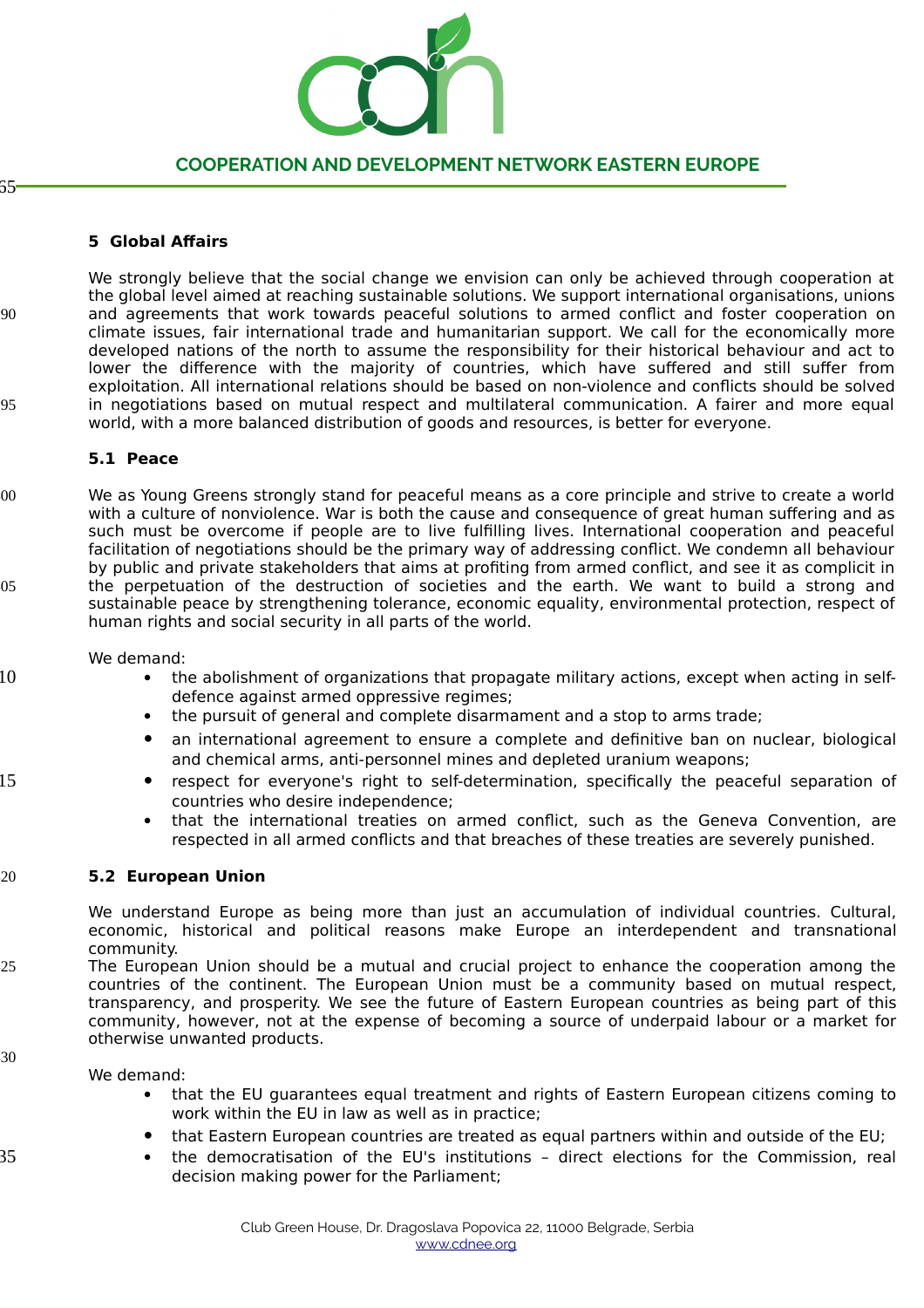## 5 Global Affairs

We strongly believe that the social change we envision can only be achieved through cooperation at the global level aimed at reaching sustainable solutions. We support international organisations, unions and agreements that work towards peaceful solutions to armed conflict and foster cooperation on climate issues, fair international trade and humanitarian support. We call for the economically more developed nations of the north to assume the responsibility for their historical behaviour and act to lower the difference with the majority of countries, which have suffered and still suffer from exploitation. All international relations should be based on non-violence and conflicts should be solved in negotiations based on mutual respect and multilateral communication. A fairer and more equal world, with a more balanced distribution of goods and resources, is better for everyone.

### 5.1 Peace

We as Young Greens strongly stand for peaceful means as a core principle and strive to create a world with a culture of nonviolence. War is both the cause and consequence of great human suffering and as such must be overcome if people are to live fulfilling lives. International cooperation and peaceful facilitation of negotiations should be the primary way of addressing conflict. We condemn all behaviour by public and private stakeholders that aims at profiting from armed conflict, and see it as complicit in the perpetuation of the destruction of societies and the earth. We want to build a strong and sustainable peace by strengthening tolerance, economic equality, environmental protection, respect of human rights and social security in all parts of the world.

We demand:

- the abolishment of organizations that propagate military actions, except when acting in self-defence against armed oppressive regimes;
- the pursuit of general and complete disarmament and a stop to arms trade;
- an international agreement to ensure a complete and definitive ban on nuclear, biological and chemical arms, anti-personnel mines and depleted uranium weapons;
- respect for everyone's right to self-determination, specifically the peaceful separation of countries who desire independence;
- that the international treaties on armed conflict, such as the Geneva Convention, are respected in all armed conflicts and that breaches of these treaties are severely punished.

### 5.2 European Union

We understand Europe as being more than just an accumulation of individual countries. Cultural, economic, historical and political reasons make Europe an interdependent and transnational community.
The European Union should be a mutual and crucial project to enhance the cooperation among the countries of the continent. The European Union must be a community based on mutual respect, transparency, and prosperity. We see the future of Eastern European countries as being part of this community, however, not at the expense of becoming a source of underpaid labour or a market for otherwise unwanted products.

We demand:

- that the EU guarantees equal treatment and rights of Eastern European citizens coming to work within the EU in law as well as in practice;
- that Eastern European countries are treated as equal partners within and outside of the EU;
- the democratisation of the EU's institutions – direct elections for the Commission, real decision making power for the Parliament;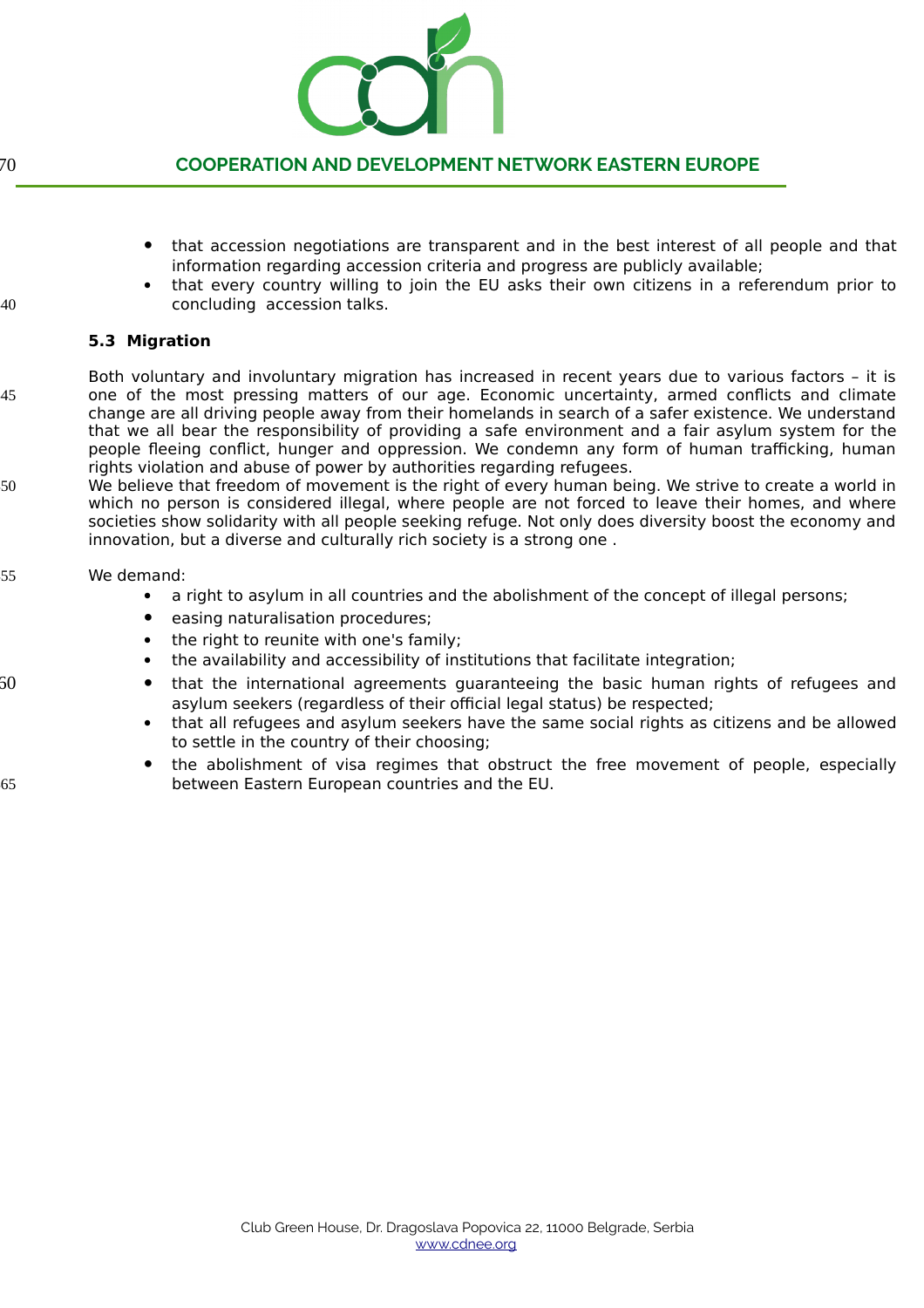- that accession negotiations are transparent and in the best interest of all people and that information regarding accession criteria and progress are publicly available;
- that every country willing to join the EU asks their own citizens in a referendum prior to concluding accession talks.

### 5.3 Migration

Both voluntary and involuntary migration has increased in recent years due to various factors – it is one of the most pressing matters of our age. Economic uncertainty, armed conflicts and climate change are all driving people away from their homelands in search of a safer existence. We understand that we all bear the responsibility of providing a safe environment and a fair asylum system for the people fleeing conflict, hunger and oppression. We condemn any form of human trafficking, human rights violation and abuse of power by authorities regarding refugees.

We believe that freedom of movement is the right of every human being. We strive to create a world in which no person is considered illegal, where people are not forced to leave their homes, and where societies show solidarity with all people seeking refuge. Not only does diversity boost the economy and innovation, but a diverse and culturally rich society is a strong one .

We demand:

- a right to asylum in all countries and the abolishment of the concept of illegal persons;
- easing naturalisation procedures;
- the right to reunite with one's family;
- the availability and accessibility of institutions that facilitate integration;
- that the international agreements guaranteeing the basic human rights of refugees and asylum seekers (regardless of their official legal status) be respected;
- that all refugees and asylum seekers have the same social rights as citizens and be allowed to settle in the country of their choosing;
- the abolishment of visa regimes that obstruct the free movement of people, especially between Eastern European countries and the EU.